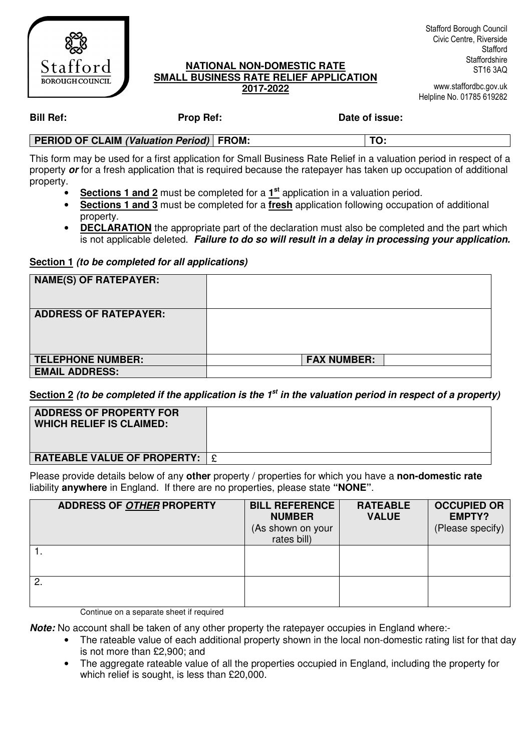Stafford Borough Council
Civic Centre, Riverside
Stafford
Staffordshire
ST16 3AQ

www.staffordbc.gov.uk
Helpline No. 01785 619282

# NATIONAL NON-DOMESTIC RATE SMALL BUSINESS RATE RELIEF APPLICATION 2017-2022

**Bill Ref:** **Prop Ref:** **Date of issue:**

| PERIOD OF CLAIM *(Valuation Period)* | FROM: | TO: |
|---|---|---|

This form may be used for a first application for Small Business Rate Relief in a valuation period in respect of a property ***or*** for a fresh application that is required because the ratepayer has taken up occupation of additional property.

- **Sections 1 and 2** must be completed for a **1st** application in a valuation period.
- **Sections 1 and 3** must be completed for a **fresh** application following occupation of additional property.
- **DECLARATION** the appropriate part of the declaration must also be completed and the part which is not applicable deleted. ***Failure to do so will result in a delay in processing your application.***

## Section 1 *(to be completed for all applications)*

| | | | |
|---|---|---|---|
| **NAME(S) OF RATEPAYER:** | | | |
| **ADDRESS OF RATEPAYER:** | | | |
| **TELEPHONE NUMBER:** | | **FAX NUMBER:** | |
| **EMAIL ADDRESS:** | | | |

## Section 2 *(to be completed if the application is the 1st in the valuation period in respect of a property)*

| | |
|---|---|
| **ADDRESS OF PROPERTY FOR WHICH RELIEF IS CLAIMED:** | |
| **RATEABLE VALUE OF PROPERTY:** | £ |

Please provide details below of any **other** property / properties for which you have a **non-domestic rate** liability **anywhere** in England. If there are no properties, please state **"NONE"**.

| ADDRESS OF ***OTHER*** PROPERTY | BILL REFERENCE NUMBER (As shown on your rates bill) | RATEABLE VALUE | OCCUPIED OR EMPTY? (Please specify) |
|---|---|---|---|
| 1. | | | |
| 2. | | | |

Continue on a separate sheet if required

***Note:*** No account shall be taken of any other property the ratepayer occupies in England where:-

- The rateable value of each additional property shown in the local non-domestic rating list for that day is not more than £2,900; and
- The aggregate rateable value of all the properties occupied in England, including the property for which relief is sought, is less than £20,000.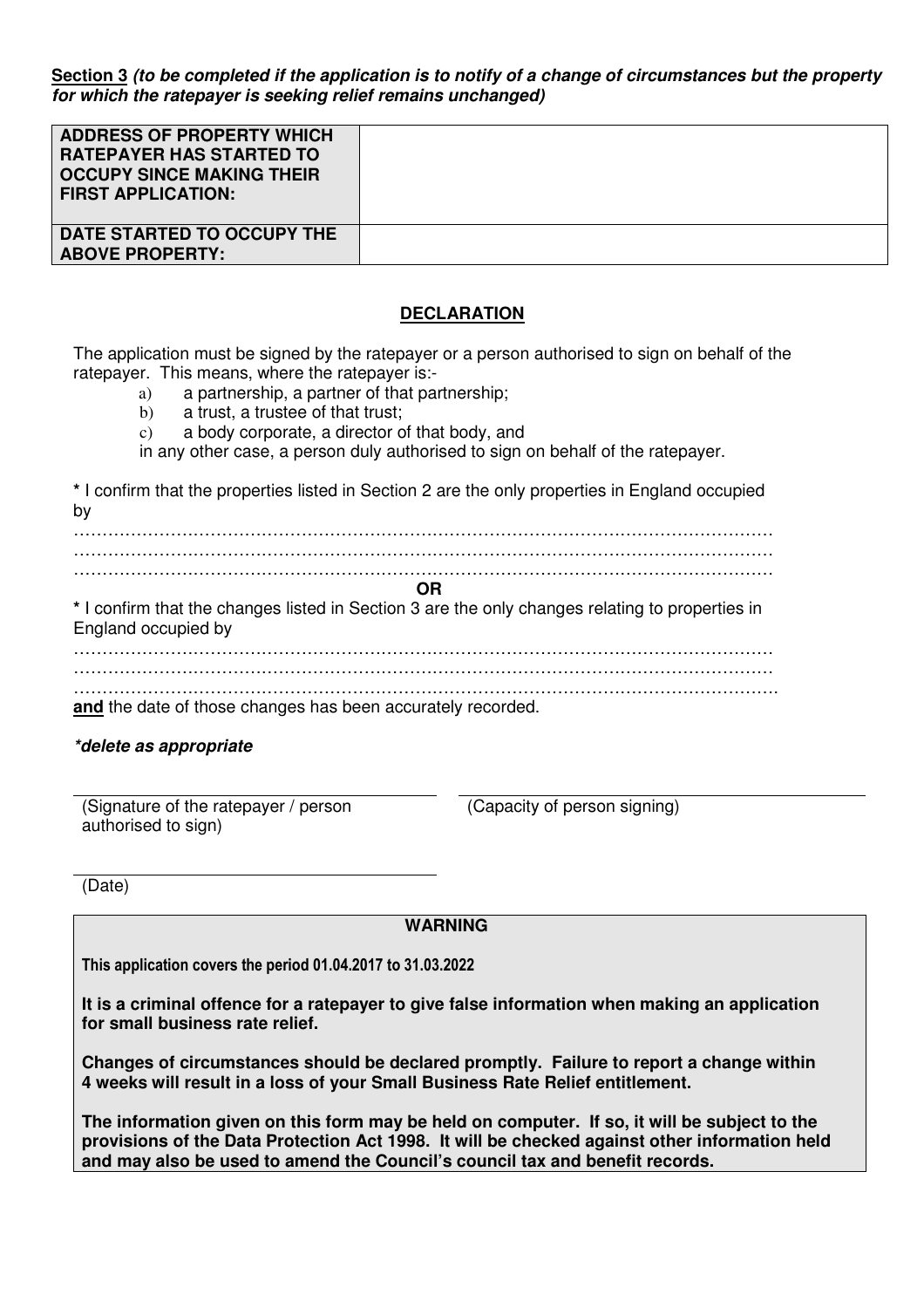**Section 3** ***(to be completed if the application is to notify of a change of circumstances but the property for which the ratepayer is seeking relief remains unchanged)***

| **ADDRESS OF PROPERTY WHICH RATEPAYER HAS STARTED TO OCCUPY SINCE MAKING THEIR FIRST APPLICATION:** | |
|---|---|
| **DATE STARTED TO OCCUPY THE ABOVE PROPERTY:** | |

## DECLARATION

The application must be signed by the ratepayer or a person authorised to sign on behalf of the ratepayer. This means, where the ratepayer is:-

a) a partnership, a partner of that partnership;
b) a trust, a trustee of that trust;
c) a body corporate, a director of that body, and

in any other case, a person duly authorised to sign on behalf of the ratepayer.

**\*** I confirm that the properties listed in Section 2 are the only properties in England occupied by
……………………………………………………………………………………………………………
……………………………………………………………………………………………………………
……………………………………………………………………………………………………………

**OR**

**\*** I confirm that the changes listed in Section 3 are the only changes relating to properties in England occupied by
……………………………………………………………………………………………………………
……………………………………………………………………………………………………………
…………………………………………………………………………………………………………….
**and** the date of those changes has been accurately recorded.

***\*delete as appropriate***

(Signature of the ratepayer / person authorised to sign)

(Capacity of person signing)

(Date)

**WARNING**

**This application covers the period 01.04.2017 to 31.03.2022**

**It is a criminal offence for a ratepayer to give false information when making an application for small business rate relief.**

**Changes of circumstances should be declared promptly. Failure to report a change within 4 weeks will result in a loss of your Small Business Rate Relief entitlement.**

**The information given on this form may be held on computer. If so, it will be subject to the provisions of the Data Protection Act 1998. It will be checked against other information held and may also be used to amend the Council's council tax and benefit records.**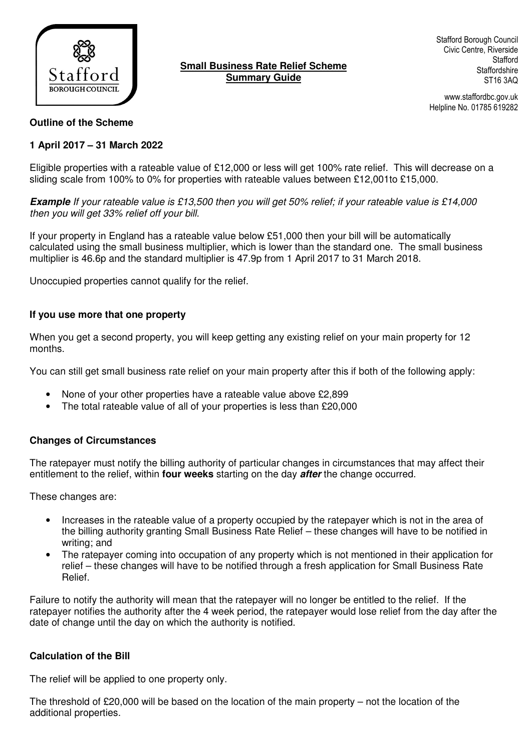Stafford Borough Council
Civic Centre, Riverside
Stafford
Staffordshire
ST16 3AQ

www.staffordbc.gov.uk
Helpline No. 01785 619282

**Small Business Rate Relief Scheme**
**Summary Guide**

**Outline of the Scheme**

**1 April 2017 – 31 March 2022**

Eligible properties with a rateable value of £12,000 or less will get 100% rate relief. This will decrease on a sliding scale from 100% to 0% for properties with rateable values between £12,001to £15,000.

***Example*** *If your rateable value is £13,500 then you will get 50% relief; if your rateable value is £14,000 then you will get 33% relief off your bill.*

If your property in England has a rateable value below £51,000 then your bill will be automatically calculated using the small business multiplier, which is lower than the standard one. The small business multiplier is 46.6p and the standard multiplier is 47.9p from 1 April 2017 to 31 March 2018.

Unoccupied properties cannot qualify for the relief.

**If you use more that one property**

When you get a second property, you will keep getting any existing relief on your main property for 12 months.

You can still get small business rate relief on your main property after this if both of the following apply:

- None of your other properties have a rateable value above £2,899
- The total rateable value of all of your properties is less than £20,000

**Changes of Circumstances**

The ratepayer must notify the billing authority of particular changes in circumstances that may affect their entitlement to the relief, within **four weeks** starting on the day ***after*** the change occurred.

These changes are:

- Increases in the rateable value of a property occupied by the ratepayer which is not in the area of the billing authority granting Small Business Rate Relief – these changes will have to be notified in writing; and
- The ratepayer coming into occupation of any property which is not mentioned in their application for relief – these changes will have to be notified through a fresh application for Small Business Rate Relief.

Failure to notify the authority will mean that the ratepayer will no longer be entitled to the relief. If the ratepayer notifies the authority after the 4 week period, the ratepayer would lose relief from the day after the date of change until the day on which the authority is notified.

**Calculation of the Bill**

The relief will be applied to one property only.

The threshold of £20,000 will be based on the location of the main property – not the location of the additional properties.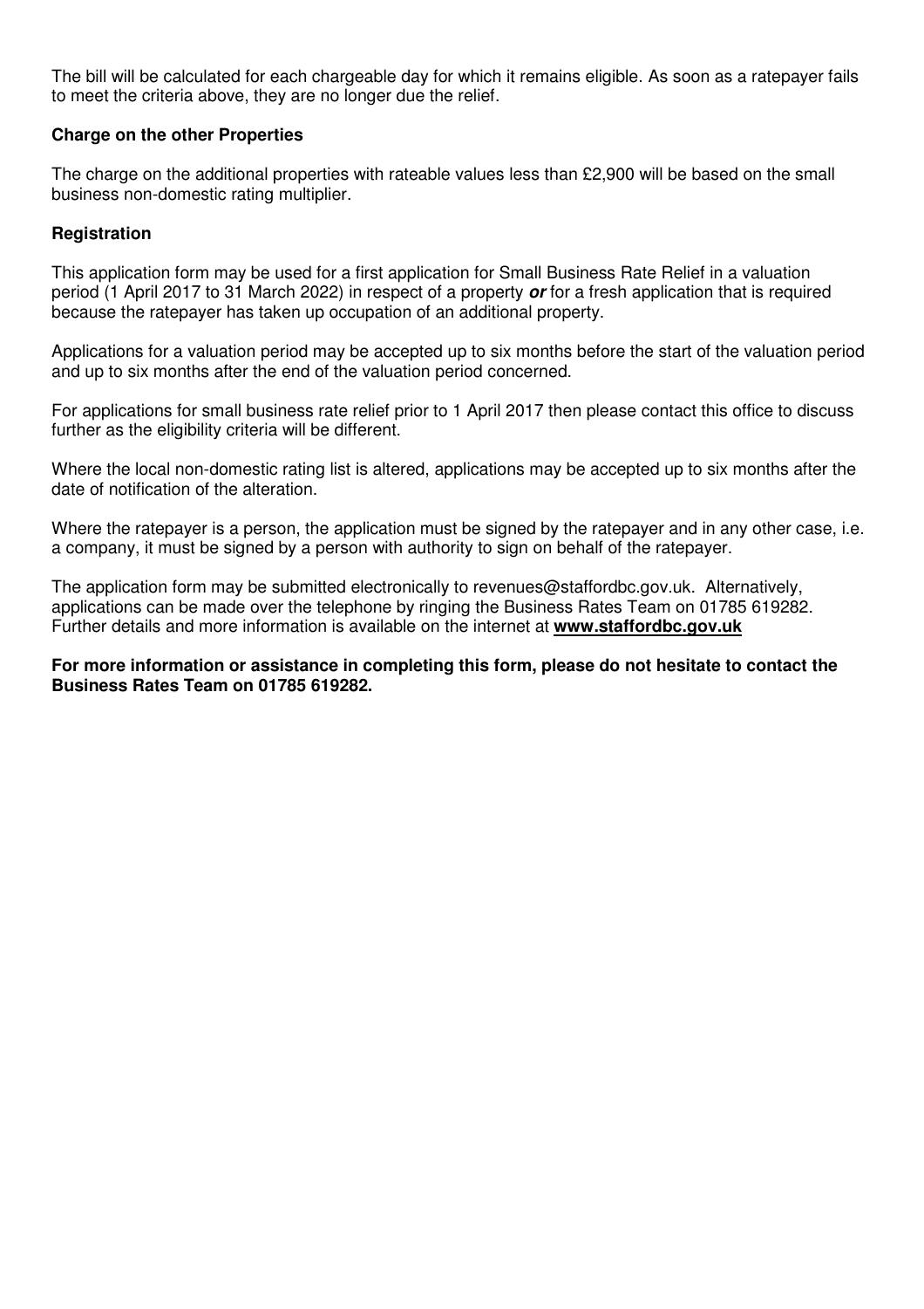The bill will be calculated for each chargeable day for which it remains eligible. As soon as a ratepayer fails to meet the criteria above, they are no longer due the relief.

**Charge on the other Properties**

The charge on the additional properties with rateable values less than £2,900 will be based on the small business non-domestic rating multiplier.

**Registration**

This application form may be used for a first application for Small Business Rate Relief in a valuation period (1 April 2017 to 31 March 2022) in respect of a property ***or*** for a fresh application that is required because the ratepayer has taken up occupation of an additional property.

Applications for a valuation period may be accepted up to six months before the start of the valuation period and up to six months after the end of the valuation period concerned.

For applications for small business rate relief prior to 1 April 2017 then please contact this office to discuss further as the eligibility criteria will be different.

Where the local non-domestic rating list is altered, applications may be accepted up to six months after the date of notification of the alteration.

Where the ratepayer is a person, the application must be signed by the ratepayer and in any other case, i.e. a company, it must be signed by a person with authority to sign on behalf of the ratepayer.

The application form may be submitted electronically to revenues@staffordbc.gov.uk. Alternatively, applications can be made over the telephone by ringing the Business Rates Team on 01785 619282. Further details and more information is available on the internet at **www.staffordbc.gov.uk**

**For more information or assistance in completing this form, please do not hesitate to contact the Business Rates Team on 01785 619282.**